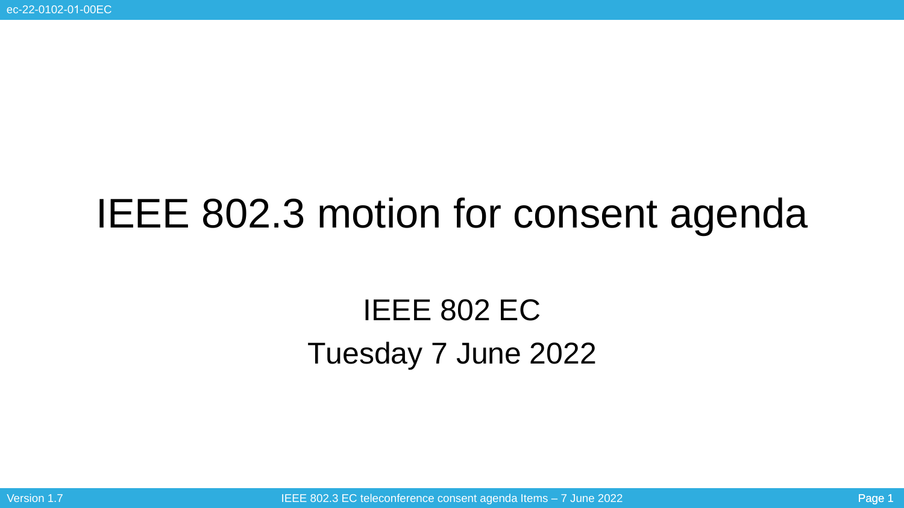# IEEE 802.3 motion for consent agenda

IEEE 802 EC

Tuesday 7 June 2022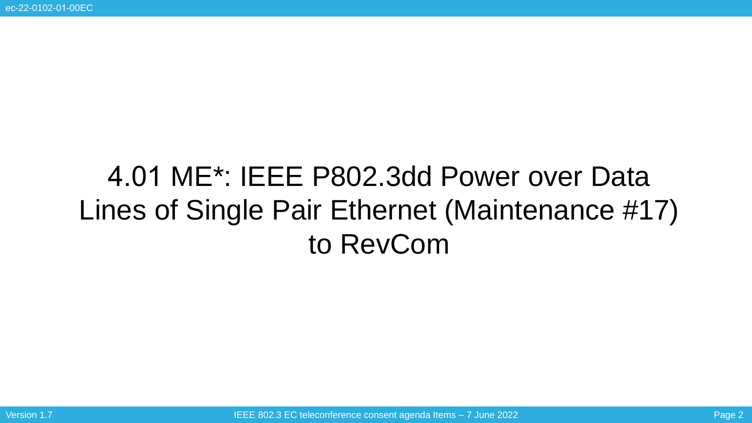# 4.01 ME*: IEEE P802.3dd Power over Data Lines of Single Pair Ethernet (Maintenance #17) to RevCom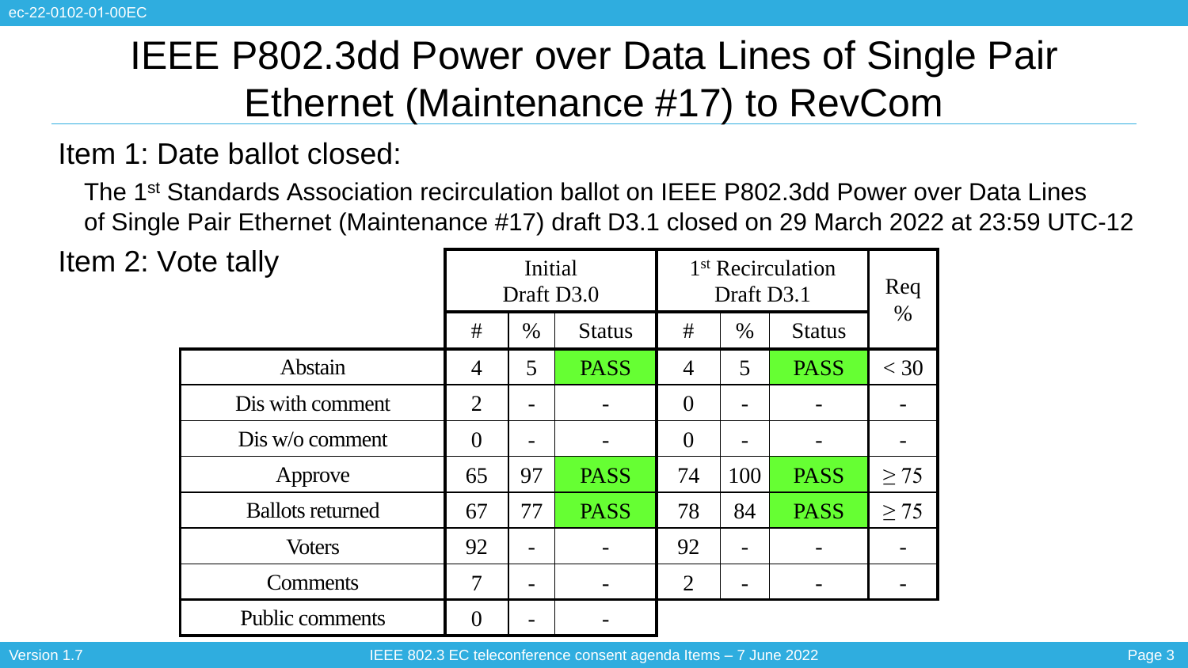# IEEE P802.3dd Power over Data Lines of Single Pair Ethernet (Maintenance #17) to RevCom

## Item 1: Date ballot closed:

The 1st Standards Association recirculation ballot on IEEE P802.3dd Power over Data Lines of Single Pair Ethernet (Maintenance #17) draft D3.1 closed on 29 March 2022 at 23:59 UTC-12

## Item 2: Vote tally

| | Initial Draft D3.0 | | | 1st Recirculation Draft D3.1 | | | Req % |
|---|---|---|---|---|---|---|---|
| | # | % | Status | # | % | Status | |
| Abstain | 4 | 5 | PASS | 4 | 5 | PASS | < 30 |
| Dis with comment | 2 | - | - | 0 | - | - | - |
| Dis w/o comment | 0 | - | - | 0 | - | - | - |
| Approve | 65 | 97 | PASS | 74 | 100 | PASS | ≥ 75 |
| Ballots returned | 67 | 77 | PASS | 78 | 84 | PASS | ≥ 75 |
| Voters | 92 | - | - | 92 | - | - | - |
| Comments | 7 | - | - | 2 | - | - | - |
| Public comments | 0 | - | - | | | | |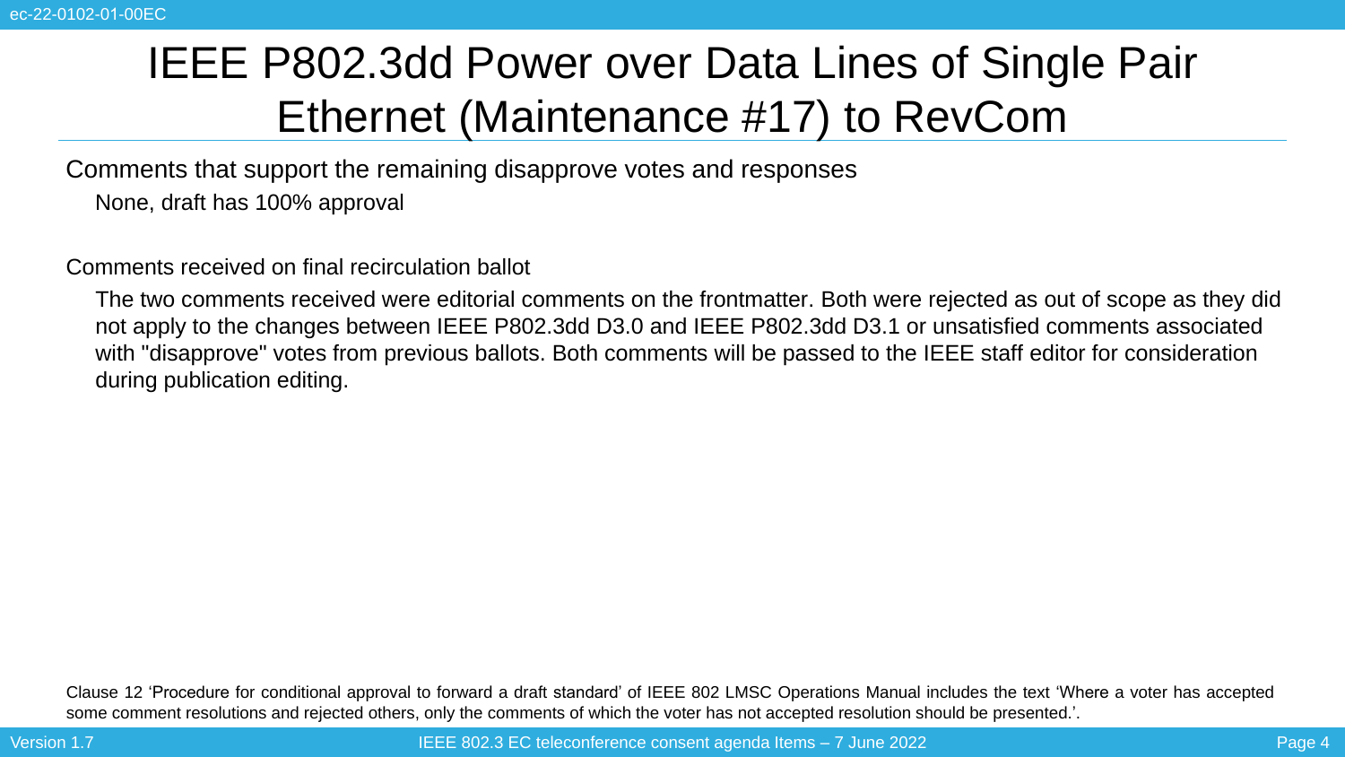# IEEE P802.3dd Power over Data Lines of Single Pair Ethernet (Maintenance #17) to RevCom

Comments that support the remaining disapprove votes and responses

- None, draft has 100% approval

Comments received on final recirculation ballot

- The two comments received were editorial comments on the frontmatter. Both were rejected as out of scope as they did not apply to the changes between IEEE P802.3dd D3.0 and IEEE P802.3dd D3.1 or unsatisfied comments associated with "disapprove" votes from previous ballots. Both comments will be passed to the IEEE staff editor for consideration during publication editing.

Clause 12 'Procedure for conditional approval to forward a draft standard' of IEEE 802 LMSC Operations Manual includes the text 'Where a voter has accepted some comment resolutions and rejected others, only the comments of which the voter has not accepted resolution should be presented.'.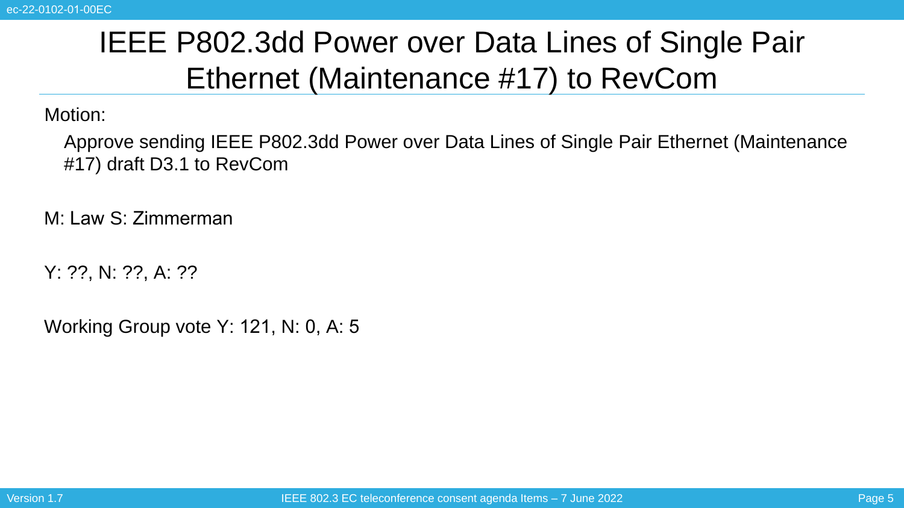# IEEE P802.3dd Power over Data Lines of Single Pair Ethernet (Maintenance #17) to RevCom

Motion:

Approve sending IEEE P802.3dd Power over Data Lines of Single Pair Ethernet (Maintenance #17) draft D3.1 to RevCom

M: Law S: Zimmerman

Y: ??, N: ??, A: ??

Working Group vote Y: 121, N: 0, A: 5